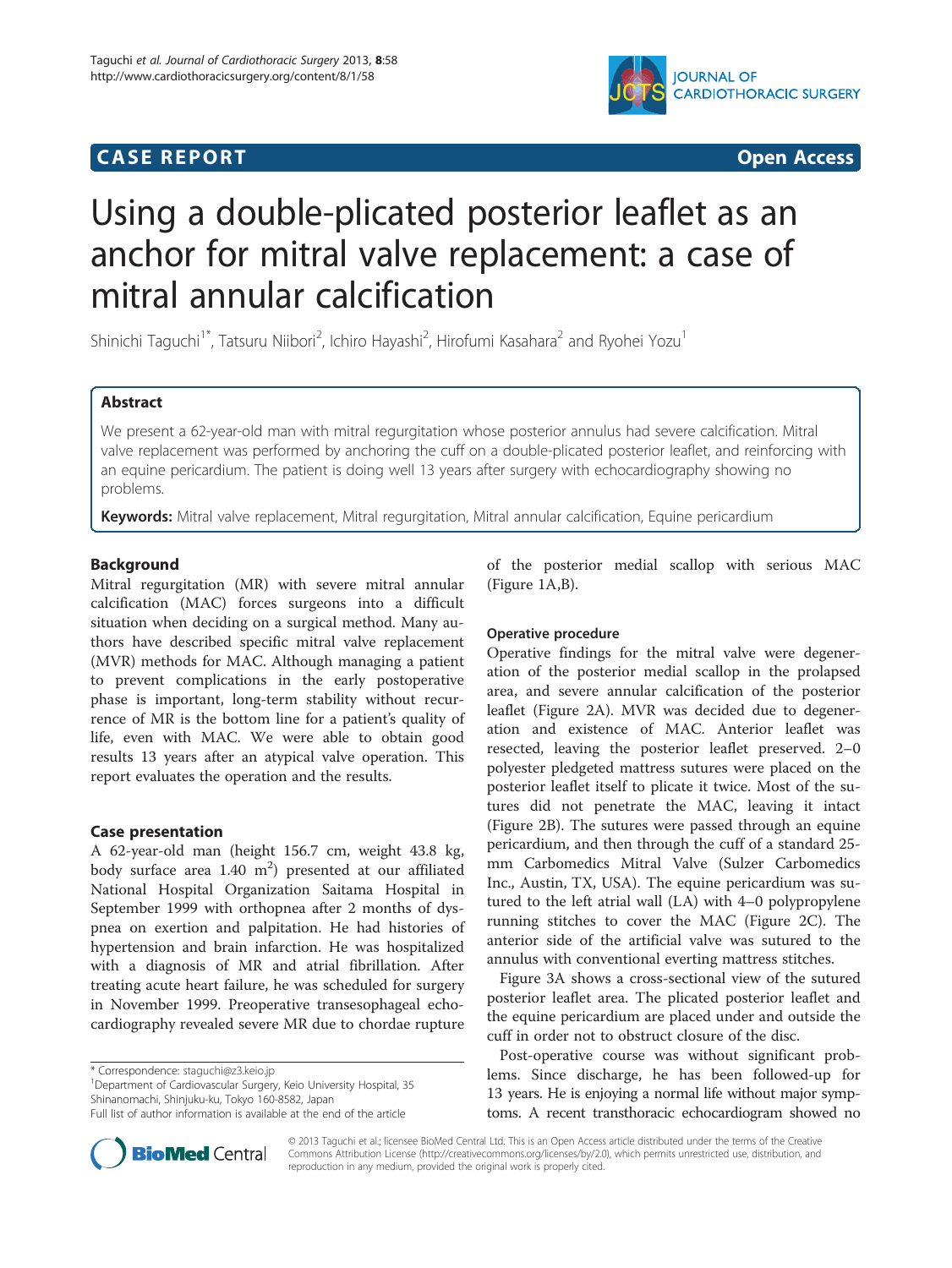# CASE REPORT Open Access

# Using a double-plicated posterior leaflet as an anchor for mitral valve replacement: a case of mitral annular calcification

Shinichi Taguchi[1*], Tatsuru Niibori[2], Ichiro Hayashi[2], Hirofumi Kasahara[2] and Ryohei Yozu[1]

## Abstract

We present a 62-year-old man with mitral regurgitation whose posterior annulus had severe calcification. Mitral valve replacement was performed by anchoring the cuff on a double-plicated posterior leaflet, and reinforcing with an equine pericardium. The patient is doing well 13 years after surgery with echocardiography showing no problems.

**Keywords:** Mitral valve replacement, Mitral regurgitation, Mitral annular calcification, Equine pericardium

## Background

Mitral regurgitation (MR) with severe mitral annular calcification (MAC) forces surgeons into a difficult situation when deciding on a surgical method. Many authors have described specific mitral valve replacement (MVR) methods for MAC. Although managing a patient to prevent complications in the early postoperative phase is important, long-term stability without recurrence of MR is the bottom line for a patient's quality of life, even with MAC. We were able to obtain good results 13 years after an atypical valve operation. This report evaluates the operation and the results.

## Case presentation

A 62-year-old man (height 156.7 cm, weight 43.8 kg, body surface area 1.40 $m^2$) presented at our affiliated National Hospital Organization Saitama Hospital in September 1999 with orthopnea after 2 months of dyspnea on exertion and palpitation. He had histories of hypertension and brain infarction. He was hospitalized with a diagnosis of MR and atrial fibrillation. After treating acute heart failure, he was scheduled for surgery in November 1999. Preoperative transesophageal echocardiography revealed severe MR due to chordae rupture of the posterior medial scallop with serious MAC (Figure 1A,B).

### Operative procedure

Operative findings for the mitral valve were degeneration of the posterior medial scallop in the prolapsed area, and severe annular calcification of the posterior leaflet (Figure 2A). MVR was decided due to degeneration and existence of MAC. Anterior leaflet was resected, leaving the posterior leaflet preserved. 2–0 polyester pledgeted mattress sutures were placed on the posterior leaflet itself to plicate it twice. Most of the sutures did not penetrate the MAC, leaving it intact (Figure 2B). The sutures were passed through an equine pericardium, and then through the cuff of a standard 25-mm Carbomedics Mitral Valve (Sulzer Carbomedics Inc., Austin, TX, USA). The equine pericardium was sutured to the left atrial wall (LA) with 4–0 polypropylene running stitches to cover the MAC (Figure 2C). The anterior side of the artificial valve was sutured to the annulus with conventional everting mattress stitches.

Figure 3A shows a cross-sectional view of the sutured posterior leaflet area. The plicated posterior leaflet and the equine pericardium are placed under and outside the cuff in order not to obstruct closure of the disc.

Post-operative course was without significant problems. Since discharge, he has been followed-up for 13 years. He is enjoying a normal life without major symptoms. A recent transthoracic echocardiogram showed no

\* Correspondence: staguchi@z3.keio.jp
[1]Department of Cardiovascular Surgery, Keio University Hospital, 35 Shinanomachi, Shinjuku-ku, Tokyo 160-8582, Japan
Full list of author information is available at the end of the article

© 2013 Taguchi et al.; licensee BioMed Central Ltd. This is an Open Access article distributed under the terms of the Creative Commons Attribution License (http://creativecommons.org/licenses/by/2.0), which permits unrestricted use, distribution, and reproduction in any medium, provided the original work is properly cited.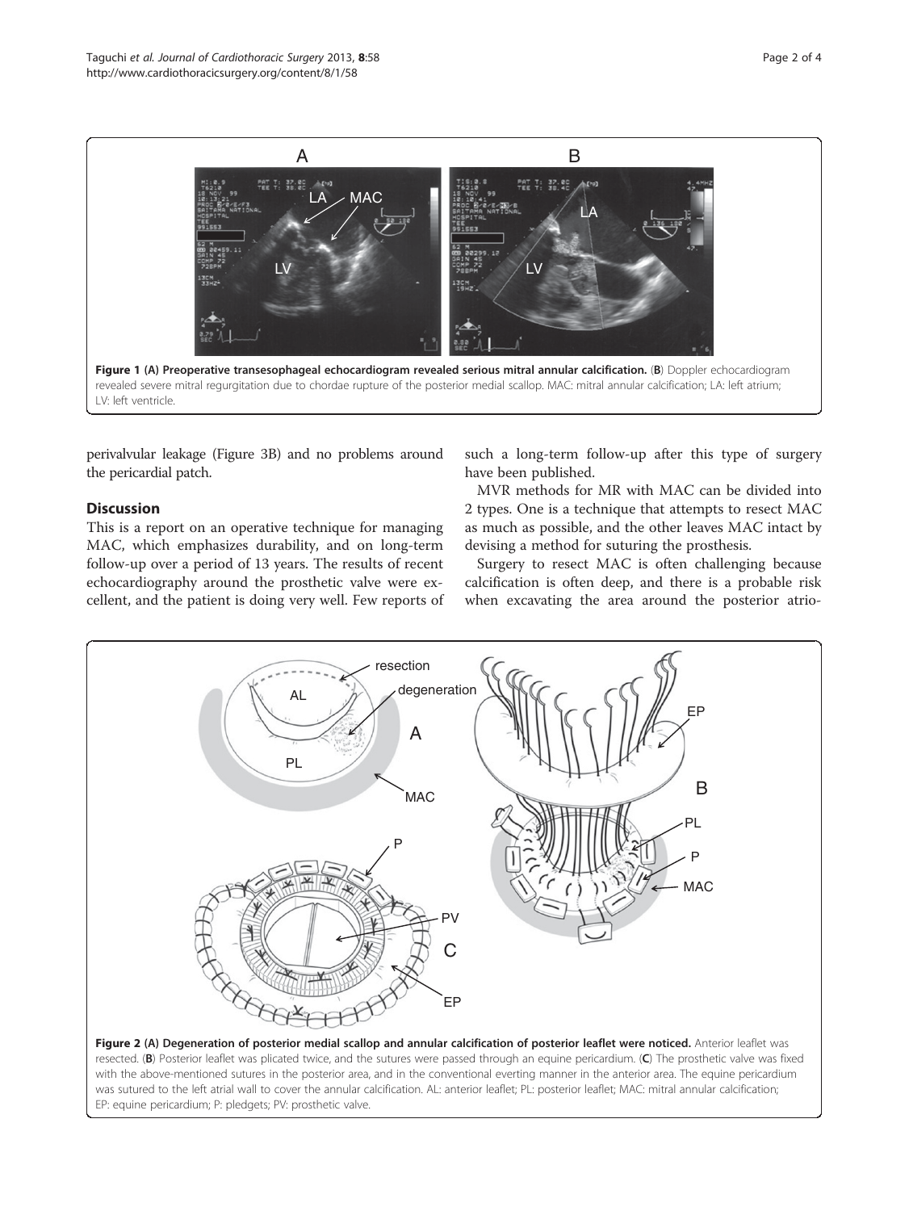Figure 1 (A) Preoperative transesophageal echocardiogram revealed serious mitral annular calcification. (B) Doppler echocardiogram revealed severe mitral regurgitation due to chordae rupture of the posterior medial scallop. MAC: mitral annular calcification; LA: left atrium; LV: left ventricle.

perivalvular leakage (Figure 3B) and no problems around the pericardial patch.

## Discussion

This is a report on an operative technique for managing MAC, which emphasizes durability, and on long-term follow-up over a period of 13 years. The results of recent echocardiography around the prosthetic valve were excellent, and the patient is doing very well. Few reports of such a long-term follow-up after this type of surgery have been published.

MVR methods for MR with MAC can be divided into 2 types. One is a technique that attempts to resect MAC as much as possible, and the other leaves MAC intact by devising a method for suturing the prosthesis.

Surgery to resect MAC is often challenging because calcification is often deep, and there is a probable risk when excavating the area around the posterior atrio-

Figure 2 (A) Degeneration of posterior medial scallop and annular calcification of posterior leaflet were noticed. Anterior leaflet was resected. (B) Posterior leaflet was plicated twice, and the sutures were passed through an equine pericardium. (C) The prosthetic valve was fixed with the above-mentioned sutures in the posterior area, and in the conventional everting manner in the anterior area. The equine pericardium was sutured to the left atrial wall to cover the annular calcification. AL: anterior leaflet; PL: posterior leaflet; MAC: mitral annular calcification; EP: equine pericardium; P: pledgets; PV: prosthetic valve.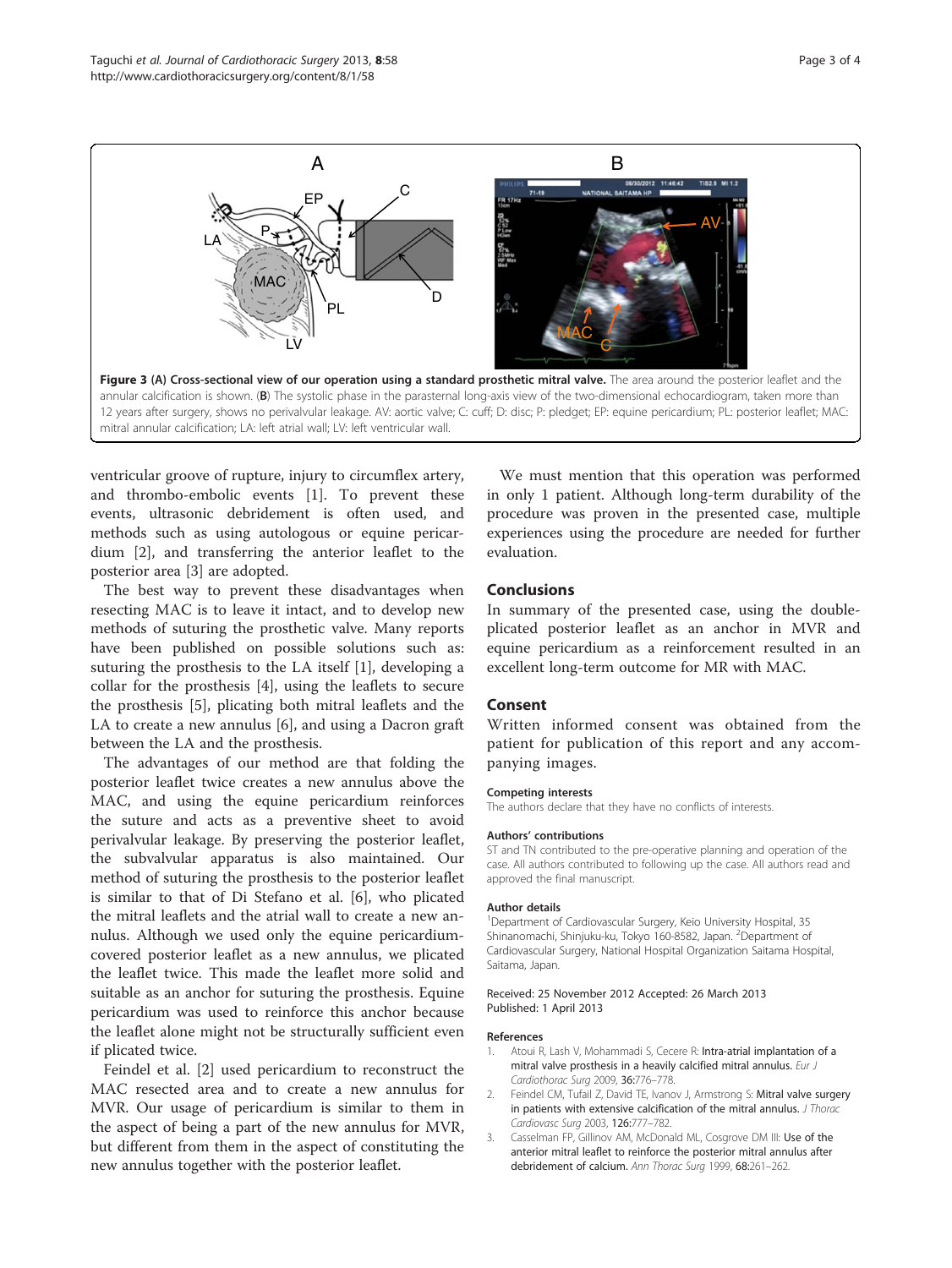**Figure 3 (A) Cross-sectional view of our operation using a standard prosthetic mitral valve.** The area around the posterior leaflet and the annular calcification is shown. (**B**) The systolic phase in the parasternal long-axis view of the two-dimensional echocardiogram, taken more than 12 years after surgery, shows no perivalvular leakage. AV: aortic valve; C: cuff; D: disc; P: pledget; EP: equine pericardium; PL: posterior leaflet; MAC: mitral annular calcification; LA: left atrial wall; LV: left ventricular wall.

ventricular groove of rupture, injury to circumflex artery, and thrombo-embolic events [1]. To prevent these events, ultrasonic debridement is often used, and methods such as using autologous or equine pericardium [2], and transferring the anterior leaflet to the posterior area [3] are adopted.

The best way to prevent these disadvantages when resecting MAC is to leave it intact, and to develop new methods of suturing the prosthetic valve. Many reports have been published on possible solutions such as: suturing the prosthesis to the LA itself [1], developing a collar for the prosthesis [4], using the leaflets to secure the prosthesis [5], plicating both mitral leaflets and the LA to create a new annulus [6], and using a Dacron graft between the LA and the prosthesis.

The advantages of our method are that folding the posterior leaflet twice creates a new annulus above the MAC, and using the equine pericardium reinforces the suture and acts as a preventive sheet to avoid perivalvular leakage. By preserving the posterior leaflet, the subvalvular apparatus is also maintained. Our method of suturing the prosthesis to the posterior leaflet is similar to that of Di Stefano et al. [6], who plicated the mitral leaflets and the atrial wall to create a new annulus. Although we used only the equine pericardium-covered posterior leaflet as a new annulus, we plicated the leaflet twice. This made the leaflet more solid and suitable as an anchor for suturing the prosthesis. Equine pericardium was used to reinforce this anchor because the leaflet alone might not be structurally sufficient even if plicated twice.

Feindel et al. [2] used pericardium to reconstruct the MAC resected area and to create a new annulus for MVR. Our usage of pericardium is similar to them in the aspect of being a part of the new annulus for MVR, but different from them in the aspect of constituting the new annulus together with the posterior leaflet.

We must mention that this operation was performed in only 1 patient. Although long-term durability of the procedure was proven in the presented case, multiple experiences using the procedure are needed for further evaluation.

## Conclusions

In summary of the presented case, using the double-plicated posterior leaflet as an anchor in MVR and equine pericardium as a reinforcement resulted in an excellent long-term outcome for MR with MAC.

## Consent

Written informed consent was obtained from the patient for publication of this report and any accompanying images.

#### Competing interests

The authors declare that they have no conflicts of interests.

#### Authors' contributions

ST and TN contributed to the pre-operative planning and operation of the case. All authors contributed to following up the case. All authors read and approved the final manuscript.

#### Author details

[1]Department of Cardiovascular Surgery, Keio University Hospital, 35 Shinanomachi, Shinjuku-ku, Tokyo 160-8582, Japan. [2]Department of Cardiovascular Surgery, National Hospital Organization Saitama Hospital, Saitama, Japan.

Received: 25 November 2012 Accepted: 26 March 2013
Published: 1 April 2013

#### References

1. Atoui R, Lash V, Mohammadi S, Cecere R: **Intra-atrial implantation of a mitral valve prosthesis in a heavily calcified mitral annulus.** *Eur J Cardiothorac Surg* 2009, **36:**776–778.
2. Feindel CM, Tufail Z, David TE, Ivanov J, Armstrong S: **Mitral valve surgery in patients with extensive calcification of the mitral annulus.** *J Thorac Cardiovasc Surg* 2003, **126:**777–782.
3. Casselman FP, Gillinov AM, McDonald ML, Cosgrove DM III: **Use of the anterior mitral leaflet to reinforce the posterior mitral annulus after debridement of calcium.** *Ann Thorac Surg* 1999, **68:**261–262.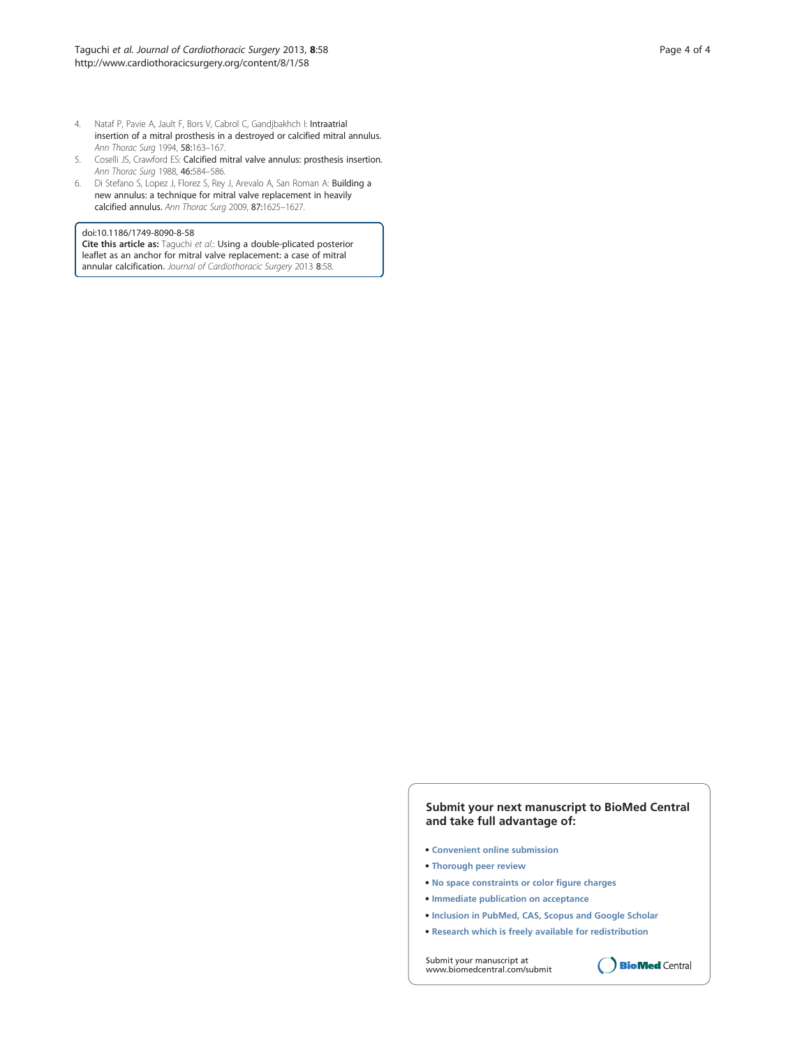4. Nataf P, Pavie A, Jault F, Bors V, Cabrol C, Gandjbakhch I: **Intraatrial insertion of a mitral prosthesis in a destroyed or calcified mitral annulus.** *Ann Thorac Surg* 1994, **58:**163–167.
5. Coselli JS, Crawford ES: **Calcified mitral valve annulus: prosthesis insertion.** *Ann Thorac Surg* 1988, **46:**584–586.
6. Di Stefano S, Lopez J, Florez S, Rey J, Arevalo A, San Roman A: **Building a new annulus: a technique for mitral valve replacement in heavily calcified annulus.** *Ann Thorac Surg* 2009, **87:**1625–1627.

doi:10.1186/1749-8090-8-58
**Cite this article as:** Taguchi *et al.*: Using a double-plicated posterior leaflet as an anchor for mitral valve replacement: a case of mitral annular calcification. *Journal of Cardiothoracic Surgery* 2013 **8**:58.

**Submit your next manuscript to BioMed Central and take full advantage of:**

- **Convenient online submission**
- **Thorough peer review**
- **No space constraints or color figure charges**
- **Immediate publication on acceptance**
- **Inclusion in PubMed, CAS, Scopus and Google Scholar**
- **Research which is freely available for redistribution**

Submit your manuscript at
www.biomedcentral.com/submit

BioMed Central